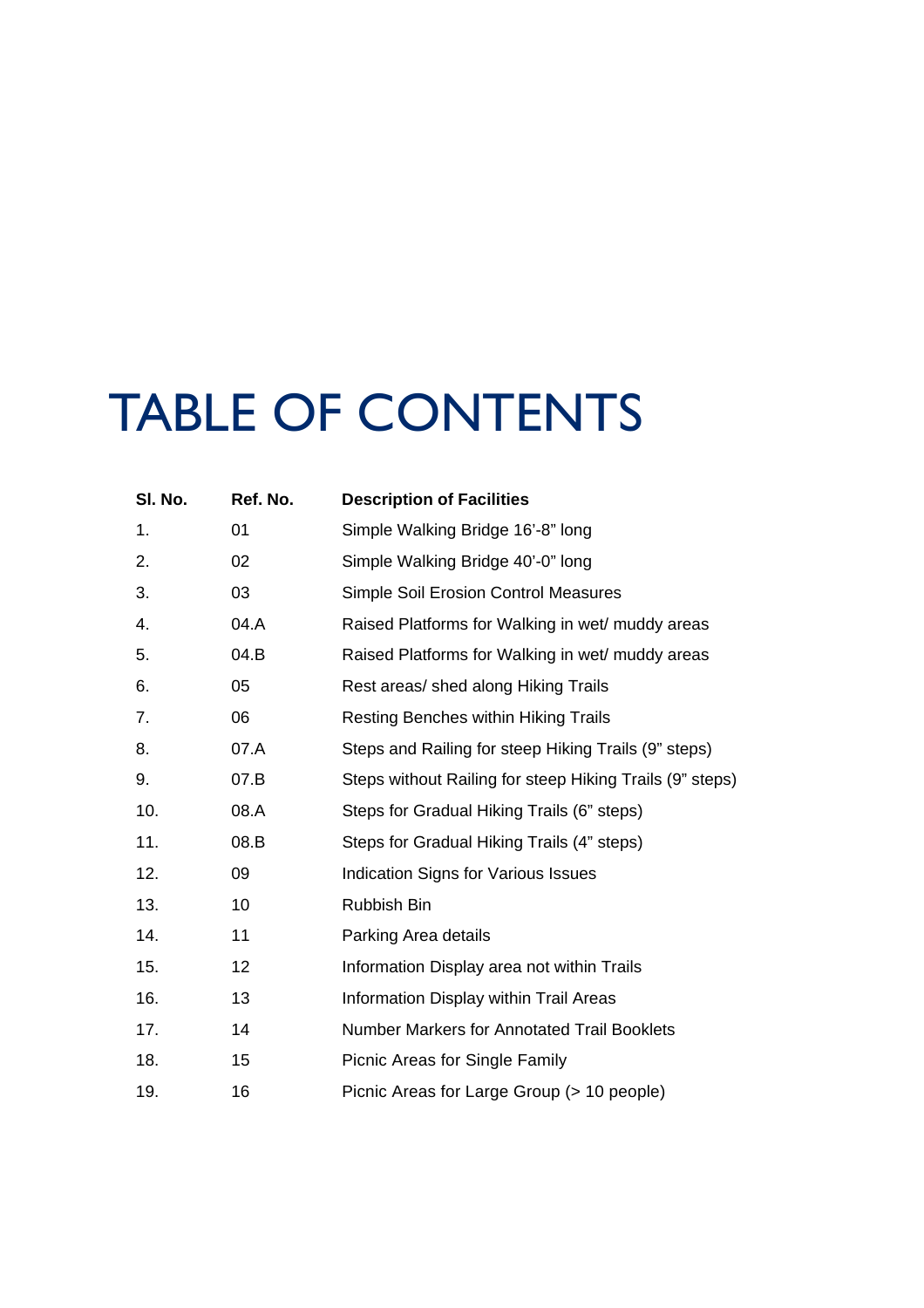# TABLE OF CONTENTS

| Sl. No. | Ref. No. | Description of Facilities |
|---|---|---|
| 1. | 01 | Simple Walking Bridge 16’-8” long |
| 2. | 02 | Simple Walking Bridge 40’-0” long |
| 3. | 03 | Simple Soil Erosion Control Measures |
| 4. | 04.A | Raised Platforms for Walking in wet/ muddy areas |
| 5. | 04.B | Raised Platforms for Walking in wet/ muddy areas |
| 6. | 05 | Rest areas/ shed along Hiking Trails |
| 7. | 06 | Resting Benches within Hiking Trails |
| 8. | 07.A | Steps and Railing for steep Hiking Trails (9” steps) |
| 9. | 07.B | Steps without Railing for steep Hiking Trails (9” steps) |
| 10. | 08.A | Steps for Gradual Hiking Trails (6” steps) |
| 11. | 08.B | Steps for Gradual Hiking Trails (4” steps) |
| 12. | 09 | Indication Signs for Various Issues |
| 13. | 10 | Rubbish Bin |
| 14. | 11 | Parking Area details |
| 15. | 12 | Information Display area not within Trails |
| 16. | 13 | Information Display within Trail Areas |
| 17. | 14 | Number Markers for Annotated Trail Booklets |
| 18. | 15 | Picnic Areas for Single Family |
| 19. | 16 | Picnic Areas for Large Group (> 10 people) |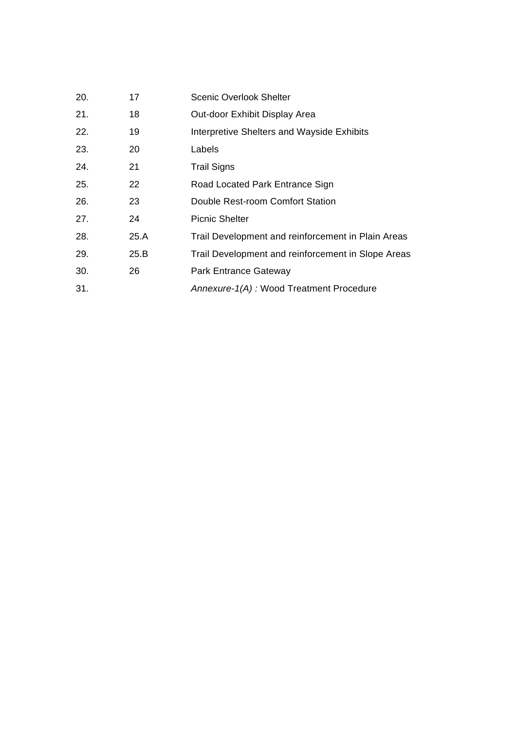| | | |
|---|---|---|
| 20. | 17 | Scenic Overlook Shelter |
| 21. | 18 | Out-door Exhibit Display Area |
| 22. | 19 | Interpretive Shelters and Wayside Exhibits |
| 23. | 20 | Labels |
| 24. | 21 | Trail Signs |
| 25. | 22 | Road Located Park Entrance Sign |
| 26. | 23 | Double Rest-room Comfort Station |
| 27. | 24 | Picnic Shelter |
| 28. | 25.A | Trail Development and reinforcement in Plain Areas |
| 29. | 25.B | Trail Development and reinforcement in Slope Areas |
| 30. | 26 | Park Entrance Gateway |
| 31. | | *Annexure-1(A) :* Wood Treatment Procedure |